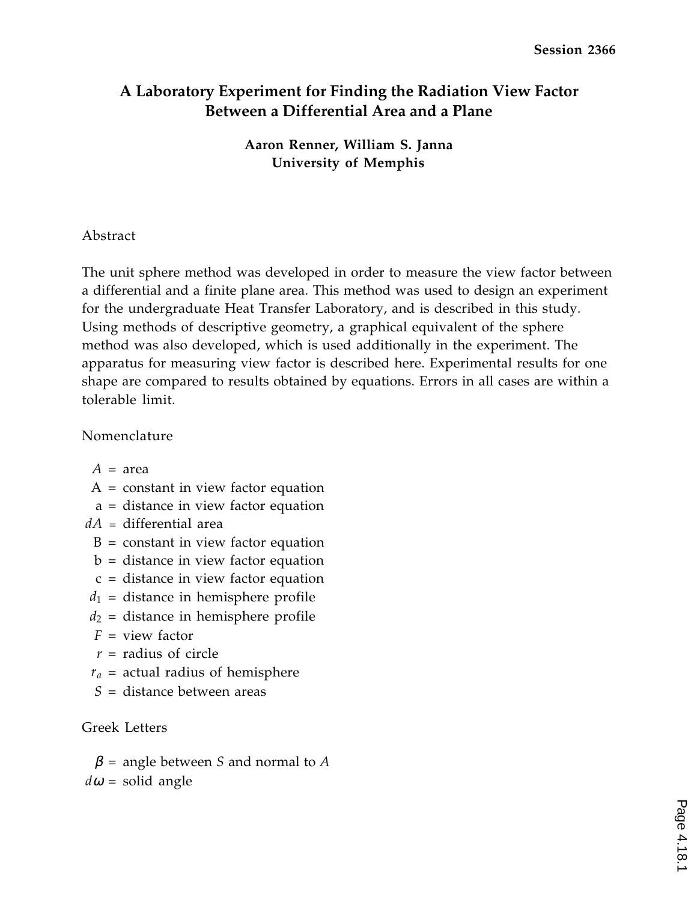# A Laboratory Experiment for Finding the Radiation View Factor Between a Differential Area and a Plane

**Aaron Renner, William S. Janna**
**University of Memphis**

## Abstract

The unit sphere method was developed in order to measure the view factor between a differential and a finite plane area. This method was used to design an experiment for the undergraduate Heat Transfer Laboratory, and is described in this study. Using methods of descriptive geometry, a graphical equivalent of the sphere method was also developed, which is used additionally in the experiment. The apparatus for measuring view factor is described here. Experimental results for one shape are compared to results obtained by equations. Errors in all cases are within a tolerable limit.

## Nomenclature

- $A$ = area
- A = constant in view factor equation
- a = distance in view factor equation
- $dA$ = differential area
- B = constant in view factor equation
- b = distance in view factor equation
- c = distance in view factor equation
- $d_1$ = distance in hemisphere profile
- $d_2$ = distance in hemisphere profile
- $F$ = view factor
- $r$ = radius of circle
- $r_a$ = actual radius of hemisphere
- $S$ = distance between areas

## Greek Letters

- $\beta$ = angle between $S$ and normal to $A$
- $d\omega$ = solid angle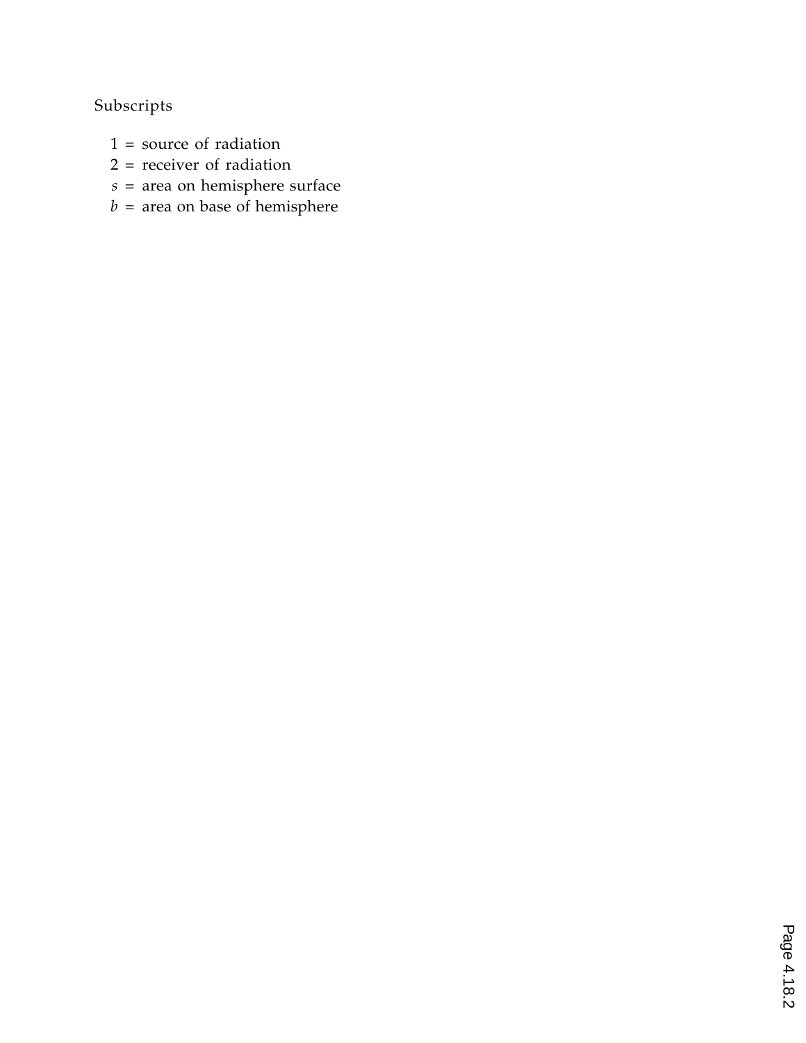Subscripts

- $1$ = source of radiation
- $2$ = receiver of radiation
- $s$ = area on hemisphere surface
- $b$ = area on base of hemisphere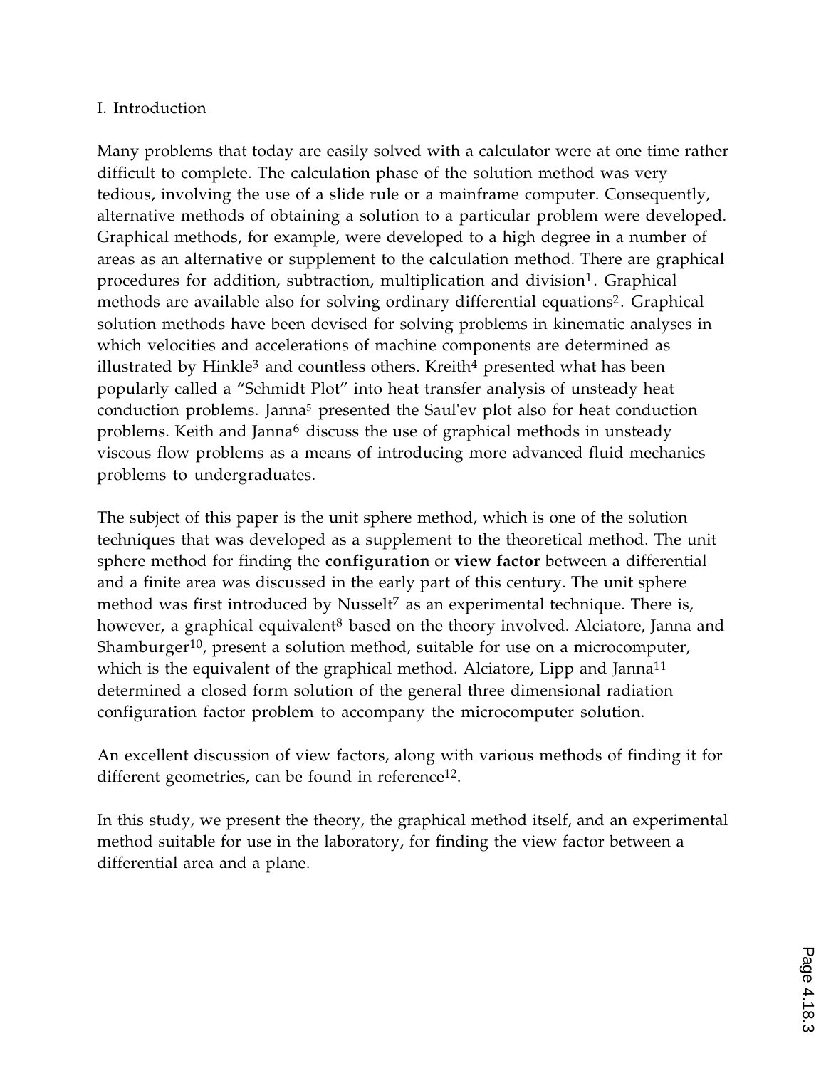# I. Introduction

Many problems that today are easily solved with a calculator were at one time rather difficult to complete. The calculation phase of the solution method was very tedious, involving the use of a slide rule or a mainframe computer. Consequently, alternative methods of obtaining a solution to a particular problem were developed. Graphical methods, for example, were developed to a high degree in a number of areas as an alternative or supplement to the calculation method. There are graphical procedures for addition, subtraction, multiplication and division[1]. Graphical methods are available also for solving ordinary differential equations[2]. Graphical solution methods have been devised for solving problems in kinematic analyses in which velocities and accelerations of machine components are determined as illustrated by Hinkle[3] and countless others. Kreith[4] presented what has been popularly called a "Schmidt Plot" into heat transfer analysis of unsteady heat conduction problems. Janna[5] presented the Saul'ev plot also for heat conduction problems. Keith and Janna[6] discuss the use of graphical methods in unsteady viscous flow problems as a means of introducing more advanced fluid mechanics problems to undergraduates.

The subject of this paper is the unit sphere method, which is one of the solution techniques that was developed as a supplement to the theoretical method. The unit sphere method for finding the **configuration** or **view factor** between a differential and a finite area was discussed in the early part of this century. The unit sphere method was first introduced by Nusselt[7] as an experimental technique. There is, however, a graphical equivalent[8] based on the theory involved. Alciatore, Janna and Shamburger[10], present a solution method, suitable for use on a microcomputer, which is the equivalent of the graphical method. Alciatore, Lipp and Janna[11] determined a closed form solution of the general three dimensional radiation configuration factor problem to accompany the microcomputer solution.

An excellent discussion of view factors, along with various methods of finding it for different geometries, can be found in reference[12].

In this study, we present the theory, the graphical method itself, and an experimental method suitable for use in the laboratory, for finding the view factor between a differential area and a plane.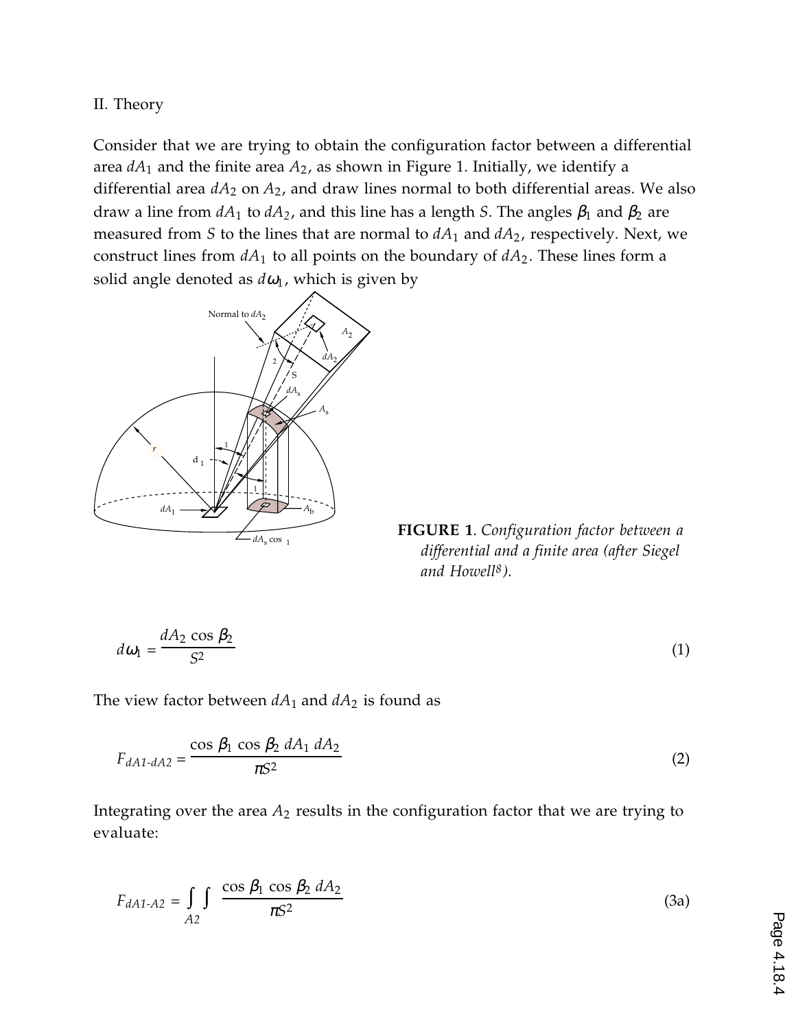II. Theory

Consider that we are trying to obtain the configuration factor between a differential area $dA_1$ and the finite area $A_2$, as shown in Figure 1. Initially, we identify a differential area $dA_2$ on $A_2$, and draw lines normal to both differential areas. We also draw a line from $dA_1$ to $dA_2$, and this line has a length $S$. The angles $\beta_1$ and $\beta_2$ are measured from $S$ to the lines that are normal to $dA_1$ and $dA_2$, respectively. Next, we construct lines from $dA_1$ to all points on the boundary of $dA_2$. These lines form a solid angle denoted as $d\omega_1$, which is given by

**FIGURE 1**. *Configuration factor between a differential and a finite area (after Siegel and Howell[8]).*

$$d\omega_1 = \frac{dA_2 \cos \beta_2}{S^2} \tag{1}$$

The view factor between $dA_1$ and $dA_2$ is found as

$$F_{dA1\text{-}dA2} = \frac{\cos \beta_1 \cos \beta_2 \, dA_1 \, dA_2}{\pi S^2} \tag{2}$$

Integrating over the area $A_2$ results in the configuration factor that we are trying to evaluate:

$$F_{dA1\text{-}A2} = \iint_{A2} \frac{\cos \beta_1 \cos \beta_2 \, dA_2}{\pi S^2} \tag{3a}$$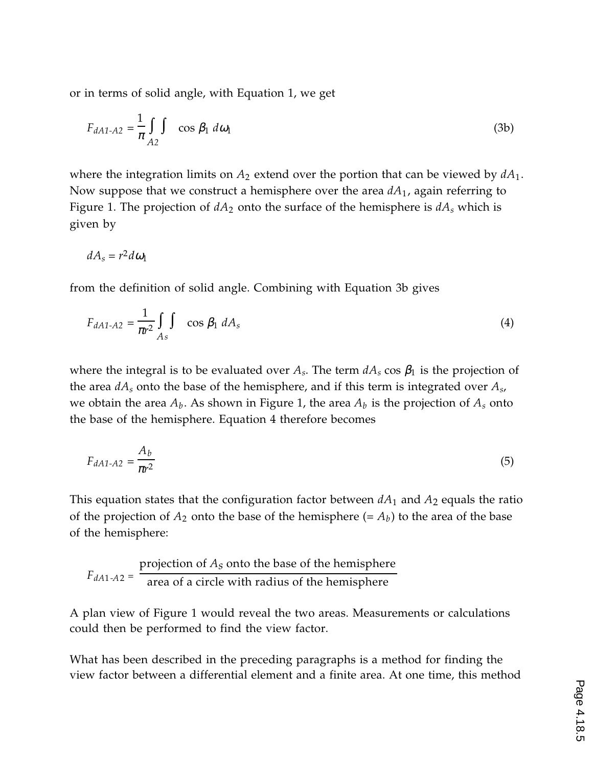or in terms of solid angle, with Equation 1, we get

$$F_{dA1\text{-}A2} = \frac{1}{\pi} \int\int_{A2} \cos \beta_1 \, d\omega_1 \tag{3b}$$

where the integration limits on $A_2$ extend over the portion that can be viewed by $dA_1$. Now suppose that we construct a hemisphere over the area $dA_1$, again referring to Figure 1. The projection of $dA_2$ onto the surface of the hemisphere is $dA_s$ which is given by

$$dA_s = r^2 d\omega_1$$

from the definition of solid angle. Combining with Equation 3b gives

$$F_{dA1\text{-}A2} = \frac{1}{\pi r^2} \int\int_{As} \cos \beta_1 \, dA_s \tag{4}$$

where the integral is to be evaluated over $A_s$. The term $dA_s \cos \beta_1$ is the projection of the area $dA_s$ onto the base of the hemisphere, and if this term is integrated over $A_s$, we obtain the area $A_b$. As shown in Figure 1, the area $A_b$ is the projection of $A_s$ onto the base of the hemisphere. Equation 4 therefore becomes

$$F_{dA1\text{-}A2} = \frac{A_b}{\pi r^2} \tag{5}$$

This equation states that the configuration factor between $dA_1$ and $A_2$ equals the ratio of the projection of $A_2$ onto the base of the hemisphere (= $A_b$) to the area of the base of the hemisphere:

$$F_{dA1\text{-}A2} = \frac{\text{projection of } A_S \text{ onto the base of the hemisphere}}{\text{area of a circle with radius of the hemisphere}}$$

A plan view of Figure 1 would reveal the two areas. Measurements or calculations could then be performed to find the view factor.

What has been described in the preceding paragraphs is a method for finding the view factor between a differential element and a finite area. At one time, this method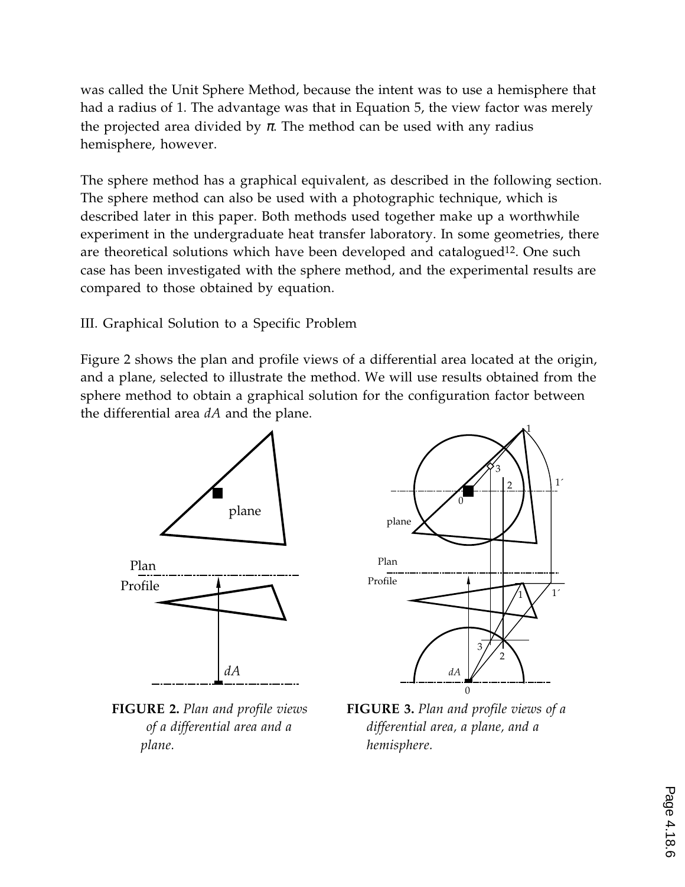was called the Unit Sphere Method, because the intent was to use a hemisphere that had a radius of 1. The advantage was that in Equation 5, the view factor was merely the projected area divided by $\pi$. The method can be used with any radius hemisphere, however.

The sphere method has a graphical equivalent, as described in the following section. The sphere method can also be used with a photographic technique, which is described later in this paper. Both methods used together make up a worthwhile experiment in the undergraduate heat transfer laboratory. In some geometries, there are theoretical solutions which have been developed and catalogued[12]. One such case has been investigated with the sphere method, and the experimental results are compared to those obtained by equation.

## III. Graphical Solution to a Specific Problem

Figure 2 shows the plan and profile views of a differential area located at the origin, and a plane, selected to illustrate the method. We will use results obtained from the sphere method to obtain a graphical solution for the configuration factor between the differential area *dA* and the plane.

**FIGURE 2.** *Plan and profile views of a differential area and a plane.*

**FIGURE 3.** *Plan and profile views of a differential area, a plane, and a hemisphere.*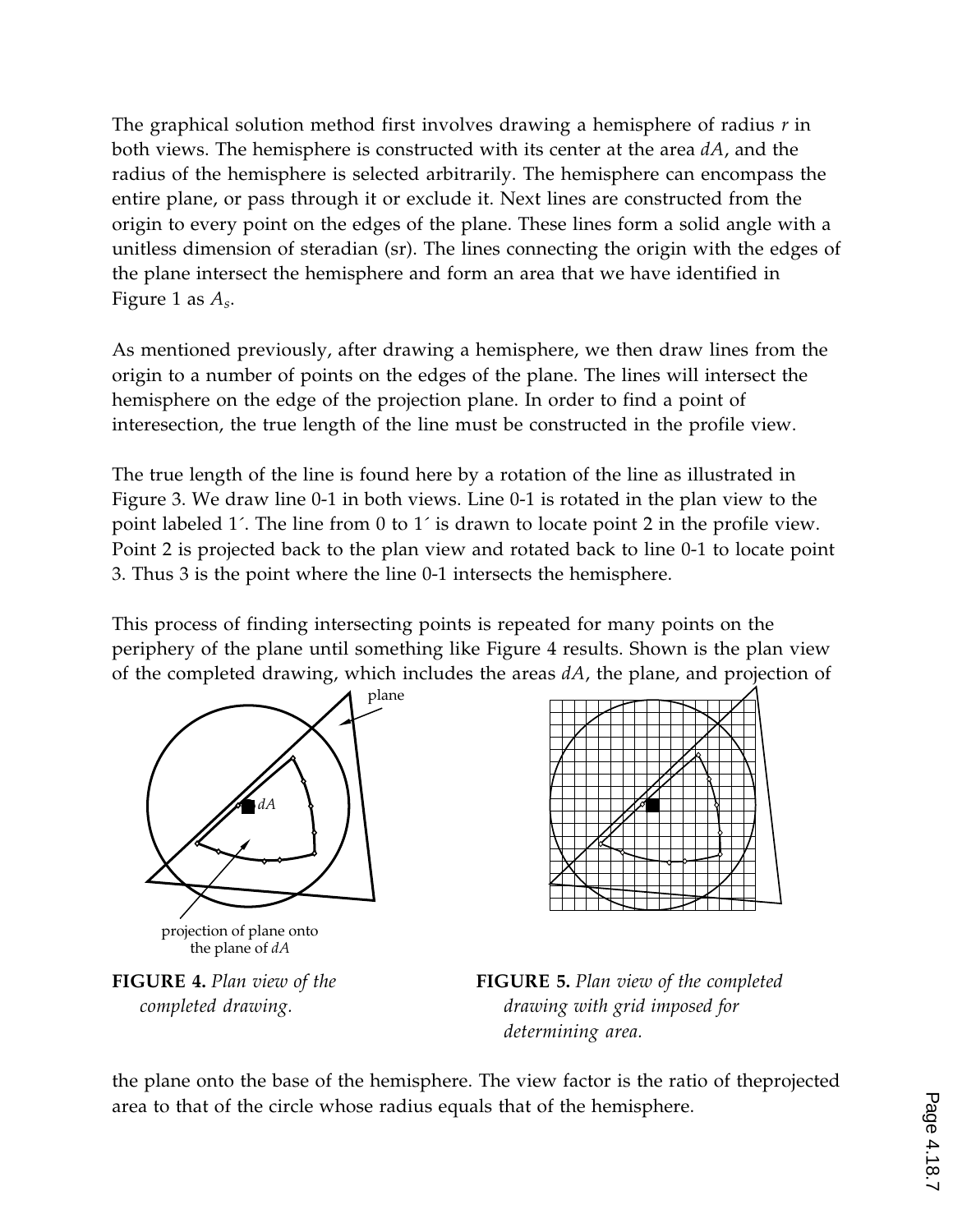The graphical solution method first involves drawing a hemisphere of radius $r$ in both views. The hemisphere is constructed with its center at the area $dA$, and the radius of the hemisphere is selected arbitrarily. The hemisphere can encompass the entire plane, or pass through it or exclude it. Next lines are constructed from the origin to every point on the edges of the plane. These lines form a solid angle with a unitless dimension of steradian (sr). The lines connecting the origin with the edges of the plane intersect the hemisphere and form an area that we have identified in Figure 1 as $A_s$.

As mentioned previously, after drawing a hemisphere, we then draw lines from the origin to a number of points on the edges of the plane. The lines will intersect the hemisphere on the edge of the projection plane. In order to find a point of interesection, the true length of the line must be constructed in the profile view.

The true length of the line is found here by a rotation of the line as illustrated in Figure 3. We draw line 0-1 in both views. Line 0-1 is rotated in the plan view to the point labeled 1´. The line from 0 to 1´ is drawn to locate point 2 in the profile view. Point 2 is projected back to the plan view and rotated back to line 0-1 to locate point 3. Thus 3 is the point where the line 0-1 intersects the hemisphere.

This process of finding intersecting points is repeated for many points on the periphery of the plane until something like Figure 4 results. Shown is the plan view of the completed drawing, which includes the areas $dA$, the plane, and projection of the plane onto the base of the hemisphere. The view factor is the ratio of theprojected area to that of the circle whose radius equals that of the hemisphere.

**FIGURE 4.** *Plan view of the completed drawing.*

**FIGURE 5.** *Plan view of the completed drawing with grid imposed for determining area.*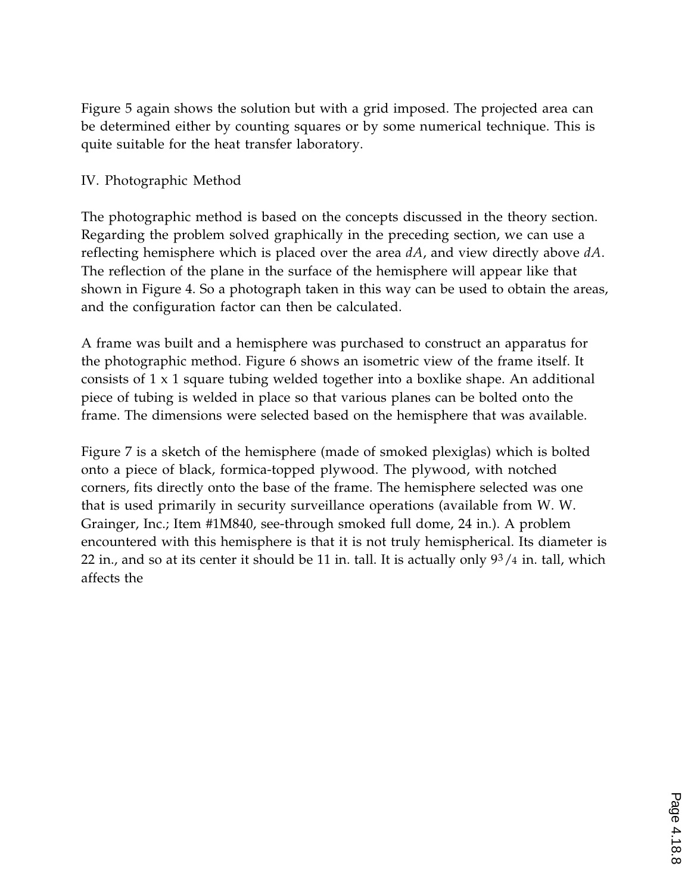Figure 5 again shows the solution but with a grid imposed. The projected area can be determined either by counting squares or by some numerical technique. This is quite suitable for the heat transfer laboratory.

## IV. Photographic Method

The photographic method is based on the concepts discussed in the theory section. Regarding the problem solved graphically in the preceding section, we can use a reflecting hemisphere which is placed over the area $dA$, and view directly above $dA$. The reflection of the plane in the surface of the hemisphere will appear like that shown in Figure 4. So a photograph taken in this way can be used to obtain the areas, and the configuration factor can then be calculated.

A frame was built and a hemisphere was purchased to construct an apparatus for the photographic method. Figure 6 shows an isometric view of the frame itself. It consists of 1 x 1 square tubing welded together into a boxlike shape. An additional piece of tubing is welded in place so that various planes can be bolted onto the frame. The dimensions were selected based on the hemisphere that was available.

Figure 7 is a sketch of the hemisphere (made of smoked plexiglas) which is bolted onto a piece of black, formica-topped plywood. The plywood, with notched corners, fits directly onto the base of the frame. The hemisphere selected was one that is used primarily in security surveillance operations (available from W. W. Grainger, Inc.; Item #1M840, see-through smoked full dome, 24 in.). A problem encountered with this hemisphere is that it is not truly hemispherical. Its diameter is 22 in., and so at its center it should be 11 in. tall. It is actually only 9 3/4 in. tall, which affects the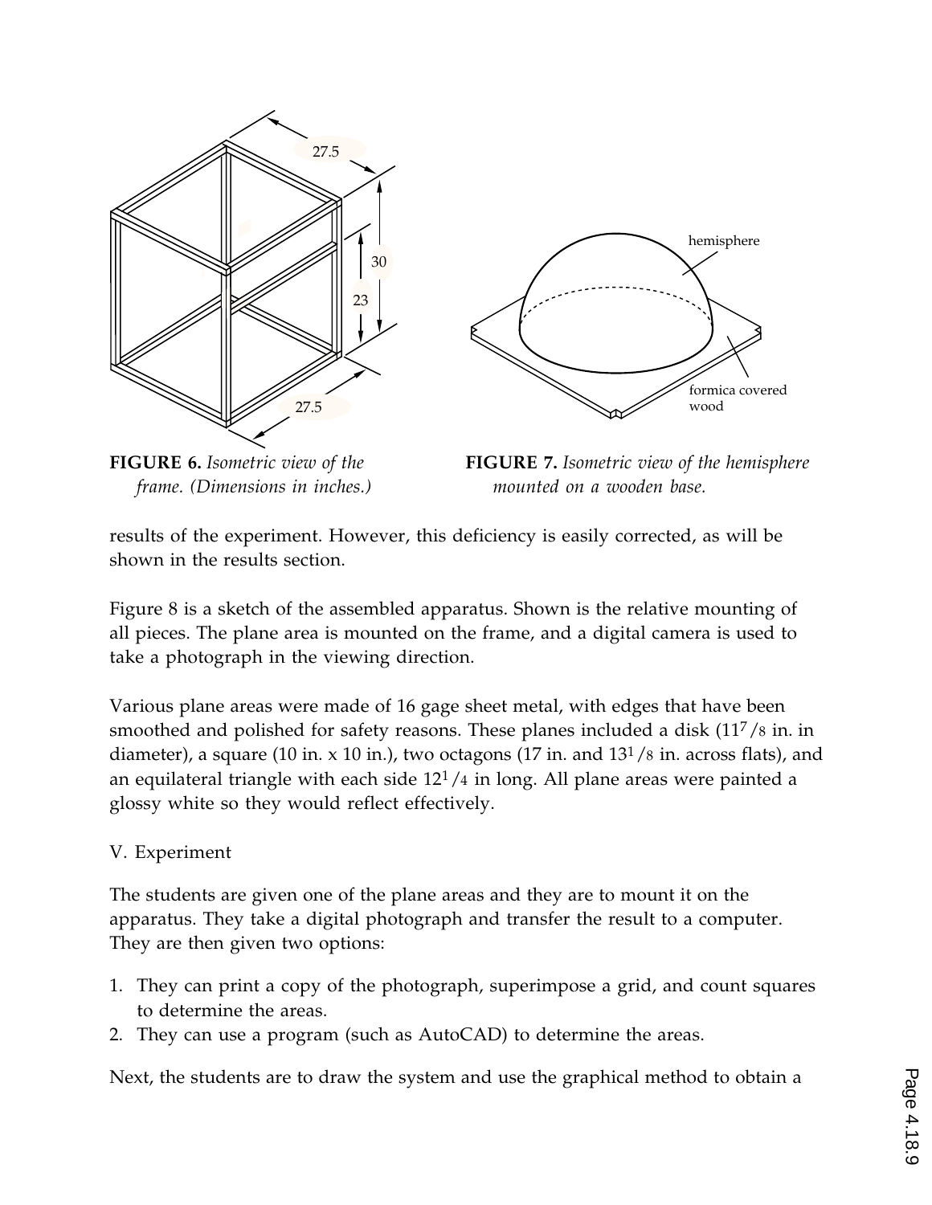FIGURE 6. *Isometric view of the frame. (Dimensions in inches.)*

FIGURE 7. *Isometric view of the hemisphere mounted on a wooden base.*

results of the experiment. However, this deficiency is easily corrected, as will be shown in the results section.

Figure 8 is a sketch of the assembled apparatus. Shown is the relative mounting of all pieces. The plane area is mounted on the frame, and a digital camera is used to take a photograph in the viewing direction.

Various plane areas were made of 16 gage sheet metal, with edges that have been smoothed and polished for safety reasons. These planes included a disk (11 7/8 in. in diameter), a square (10 in. x 10 in.), two octagons (17 in. and 13 1/8 in. across flats), and an equilateral triangle with each side 12 1/4 in long. All plane areas were painted a glossy white so they would reflect effectively.

V. Experiment

The students are given one of the plane areas and they are to mount it on the apparatus. They take a digital photograph and transfer the result to a computer. They are then given two options:

1. They can print a copy of the photograph, superimpose a grid, and count squares to determine the areas.
2. They can use a program (such as AutoCAD) to determine the areas.

Next, the students are to draw the system and use the graphical method to obtain a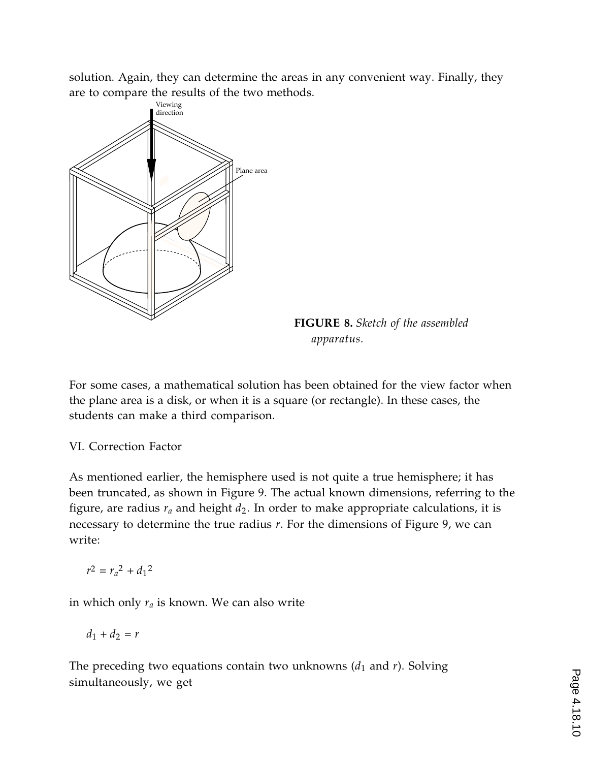solution. Again, they can determine the areas in any convenient way. Finally, they are to compare the results of the two methods.

**FIGURE 8.** *Sketch of the assembled apparatus.*

For some cases, a mathematical solution has been obtained for the view factor when the plane area is a disk, or when it is a square (or rectangle). In these cases, the students can make a third comparison.

VI. Correction Factor

As mentioned earlier, the hemisphere used is not quite a true hemisphere; it has been truncated, as shown in Figure 9. The actual known dimensions, referring to the figure, are radius $r_a$ and height $d_2$. In order to make appropriate calculations, it is necessary to determine the true radius $r$. For the dimensions of Figure 9, we can write:

$$r^2 = r_a{}^2 + d_1{}^2$$

in which only $r_a$ is known. We can also write

$$d_1 + d_2 = r$$

The preceding two equations contain two unknowns ($d_1$ and $r$). Solving simultaneously, we get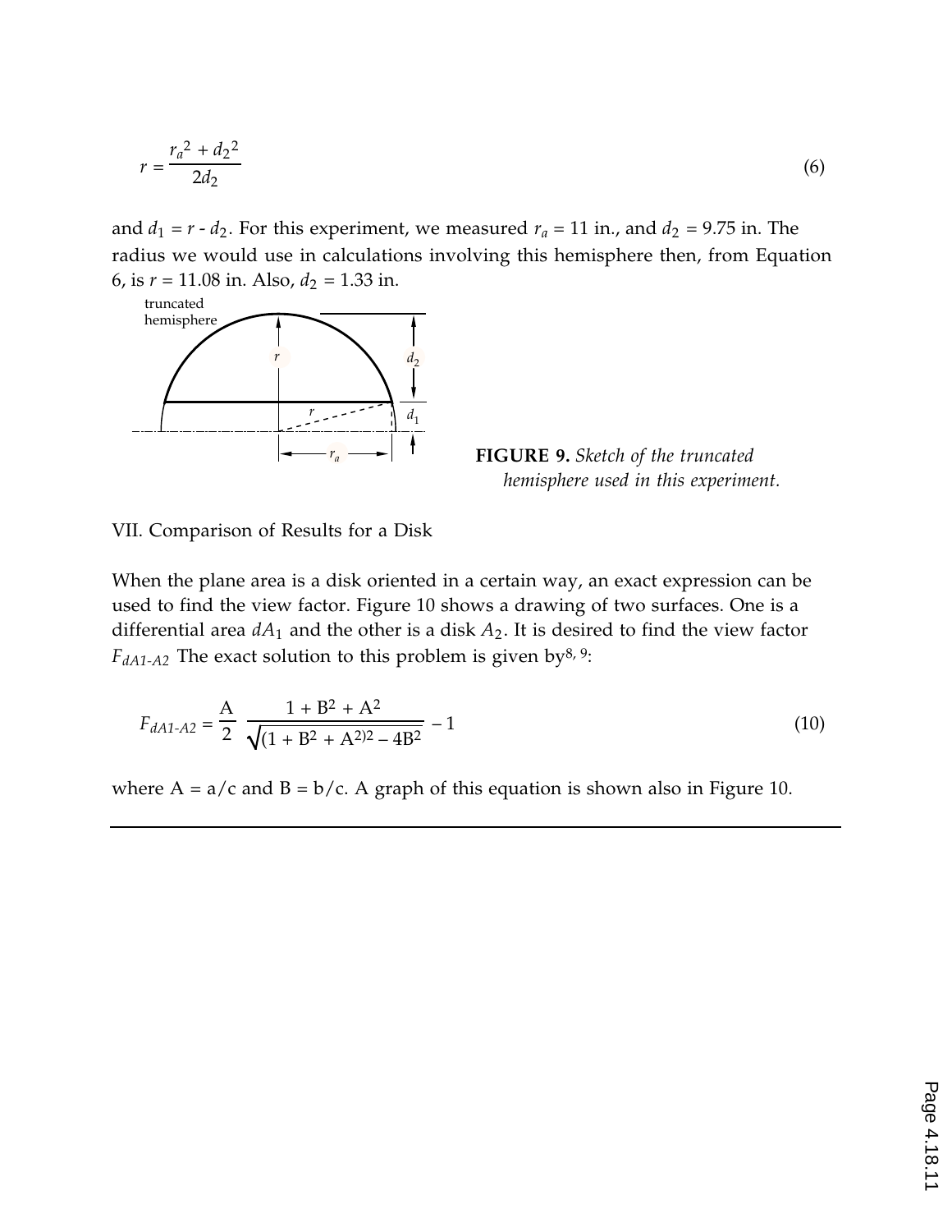$$r = \frac{r_a^2 + d_2^2}{2d_2} \tag{6}$$

and $d_1 = r - d_2$. For this experiment, we measured $r_a = 11$ in., and $d_2 = 9.75$ in. The radius we would use in calculations involving this hemisphere then, from Equation 6, is $r = 11.08$ in. Also, $d_2 = 1.33$ in.

**FIGURE 9.** *Sketch of the truncated hemisphere used in this experiment.*

VII. Comparison of Results for a Disk

When the plane area is a disk oriented in a certain way, an exact expression can be used to find the view factor. Figure 10 shows a drawing of two surfaces. One is a differential area $dA_1$ and the other is a disk $A_2$. It is desired to find the view factor $F_{dA1\text{-}A2}$ The exact solution to this problem is given by[8, 9]:

$$F_{dA1\text{-}A2} = \frac{A}{2}\left[\frac{1 + B^2 + A^2}{\sqrt{(1 + B^2 + A^2)^2 - 4B^2}} - 1\right] \tag{10}$$

where A = a/c and B = b/c. A graph of this equation is shown also in Figure 10.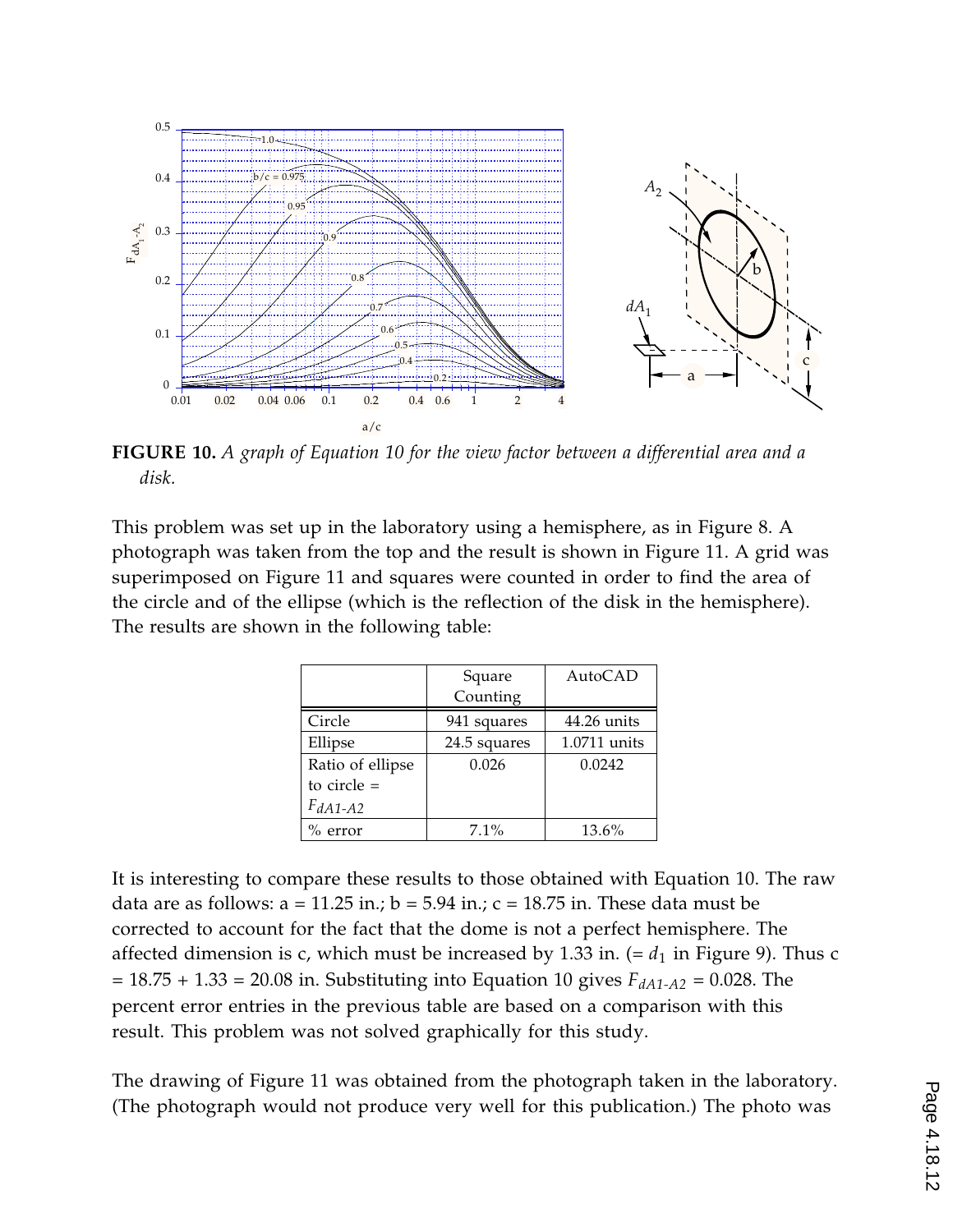**FIGURE 10.** *A graph of Equation 10 for the view factor between a differential area and a disk.*

This problem was set up in the laboratory using a hemisphere, as in Figure 8. A photograph was taken from the top and the result is shown in Figure 11. A grid was superimposed on Figure 11 and squares were counted in order to find the area of the circle and of the ellipse (which is the reflection of the disk in the hemisphere). The results are shown in the following table:

| | Square Counting | AutoCAD |
|---|---|---|
| Circle | 941 squares | 44.26 units |
| Ellipse | 24.5 squares | 1.0711 units |
| Ratio of ellipse to circle = $F_{dA1\text{-}A2}$ | 0.026 | 0.0242 |
| % error | 7.1% | 13.6% |

It is interesting to compare these results to those obtained with Equation 10. The raw data are as follows: a = 11.25 in.; b = 5.94 in.; c = 18.75 in. These data must be corrected to account for the fact that the dome is not a perfect hemisphere. The affected dimension is c, which must be increased by 1.33 in. (= $d_1$ in Figure 9). Thus c = 18.75 + 1.33 = 20.08 in. Substituting into Equation 10 gives $F_{dA1\text{-}A2}$ = 0.028. The percent error entries in the previous table are based on a comparison with this result. This problem was not solved graphically for this study.

The drawing of Figure 11 was obtained from the photograph taken in the laboratory. (The photograph would not produce very well for this publication.) The photo was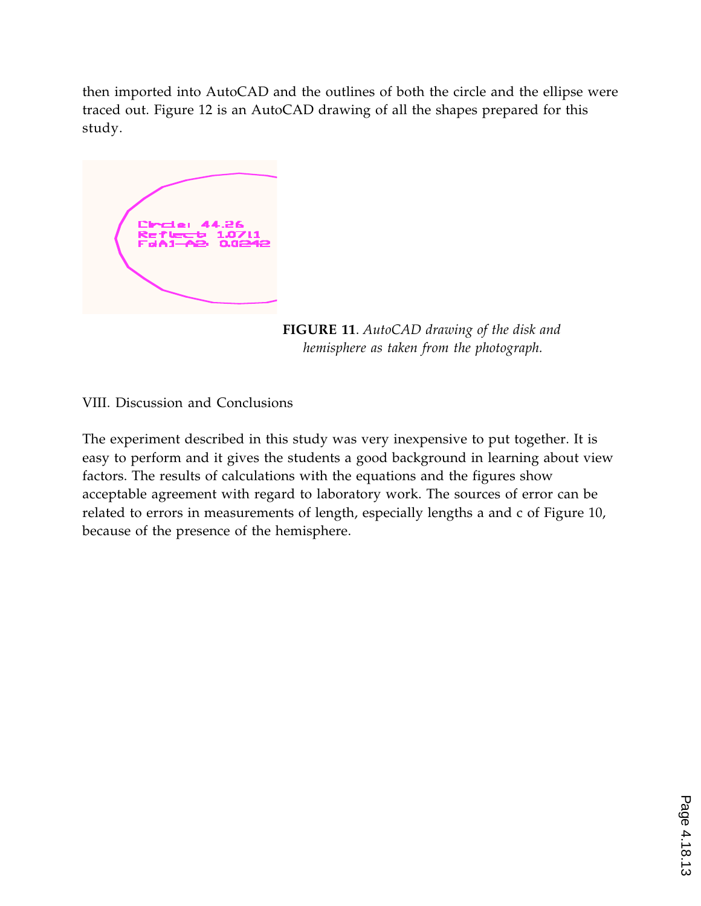then imported into AutoCAD and the outlines of both the circle and the ellipse were traced out. Figure 12 is an AutoCAD drawing of all the shapes prepared for this study.

**FIGURE 11**. *AutoCAD drawing of the disk and hemisphere as taken from the photograph.*

VIII. Discussion and Conclusions

The experiment described in this study was very inexpensive to put together. It is easy to perform and it gives the students a good background in learning about view factors. The results of calculations with the equations and the figures show acceptable agreement with regard to laboratory work. The sources of error can be related to errors in measurements of length, especially lengths a and c of Figure 10, because of the presence of the hemisphere.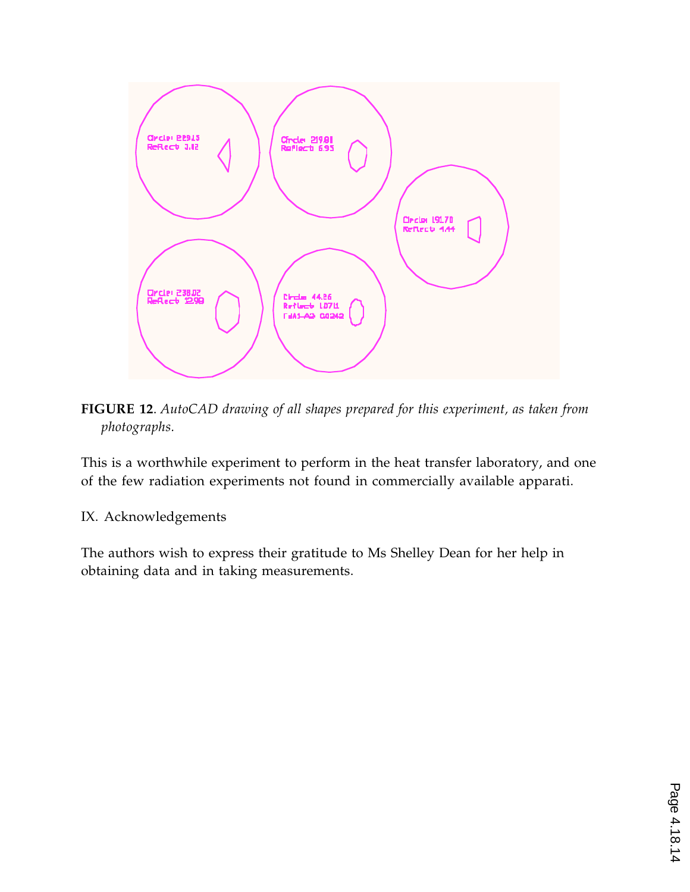**FIGURE 12**. *AutoCAD drawing of all shapes prepared for this experiment, as taken from photographs.*

This is a worthwhile experiment to perform in the heat transfer laboratory, and one of the few radiation experiments not found in commercially available apparati.

## IX. Acknowledgements

The authors wish to express their gratitude to Ms Shelley Dean for her help in obtaining data and in taking measurements.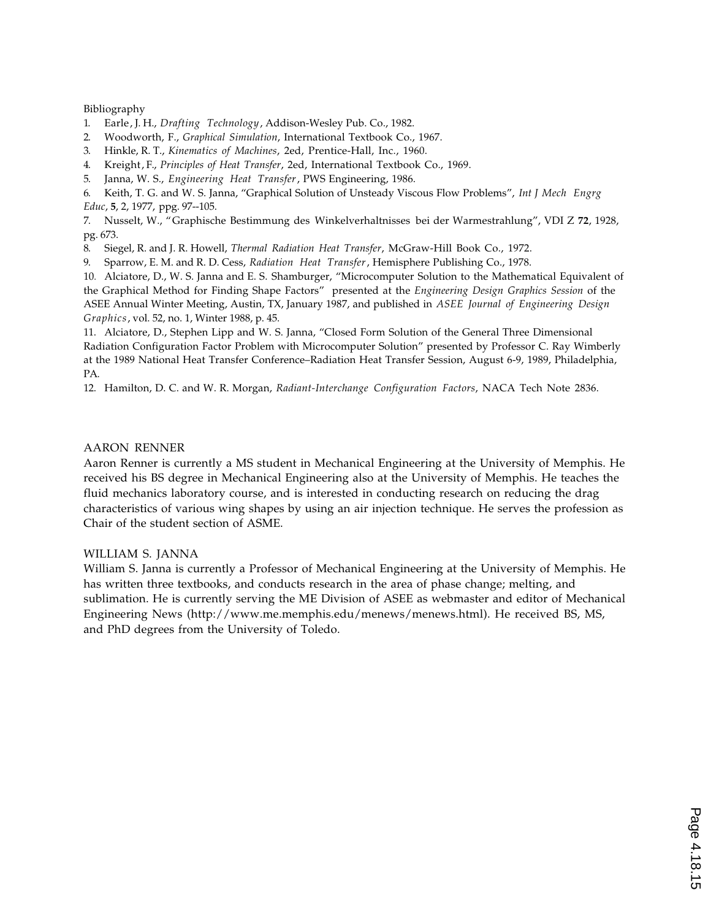Bibliography

1. Earle, J. H., *Drafting Technology*, Addison-Wesley Pub. Co., 1982.
2. Woodworth, F., *Graphical Simulation*, International Textbook Co., 1967.
3. Hinkle, R. T., *Kinematics of Machines*, 2ed, Prentice-Hall, Inc., 1960.
4. Kreight, F., *Principles of Heat Transfer*, 2ed, International Textbook Co., 1969.
5. Janna, W. S., *Engineering Heat Transfer*, PWS Engineering, 1986.
6. Keith, T. G. and W. S. Janna, "Graphical Solution of Unsteady Viscous Flow Problems", *Int J Mech Engrg Educ*, **5**, 2, 1977, ppg. 97--105.
7. Nusselt, W., "Graphische Bestimmung des Winkelverhaltnisses bei der Warmestrahlung", VDI Z **72**, 1928, pg. 673.
8. Siegel, R. and J. R. Howell, *Thermal Radiation Heat Transfer*, McGraw-Hill Book Co., 1972.
9. Sparrow, E. M. and R. D. Cess, *Radiation Heat Transfer*, Hemisphere Publishing Co., 1978.
10. Alciatore, D., W. S. Janna and E. S. Shamburger, "Microcomputer Solution to the Mathematical Equivalent of the Graphical Method for Finding Shape Factors" presented at the *Engineering Design Graphics Session* of the ASEE Annual Winter Meeting, Austin, TX, January 1987, and published in *ASEE Journal of Engineering Design Graphics*, vol. 52, no. 1, Winter 1988, p. 45.
11. Alciatore, D., Stephen Lipp and W. S. Janna, "Closed Form Solution of the General Three Dimensional Radiation Configuration Factor Problem with Microcomputer Solution" presented by Professor C. Ray Wimberly at the 1989 National Heat Transfer Conference–Radiation Heat Transfer Session, August 6-9, 1989, Philadelphia, PA.
12. Hamilton, D. C. and W. R. Morgan, *Radiant-Interchange Configuration Factors*, NACA Tech Note 2836.

AARON RENNER

Aaron Renner is currently a MS student in Mechanical Engineering at the University of Memphis. He received his BS degree in Mechanical Engineering also at the University of Memphis. He teaches the fluid mechanics laboratory course, and is interested in conducting research on reducing the drag characteristics of various wing shapes by using an air injection technique. He serves the profession as Chair of the student section of ASME.

WILLIAM S. JANNA

William S. Janna is currently a Professor of Mechanical Engineering at the University of Memphis. He has written three textbooks, and conducts research in the area of phase change; melting, and sublimation. He is currently serving the ME Division of ASEE as webmaster and editor of Mechanical Engineering News (http://www.me.memphis.edu/menews/menews.html). He received BS, MS, and PhD degrees from the University of Toledo.